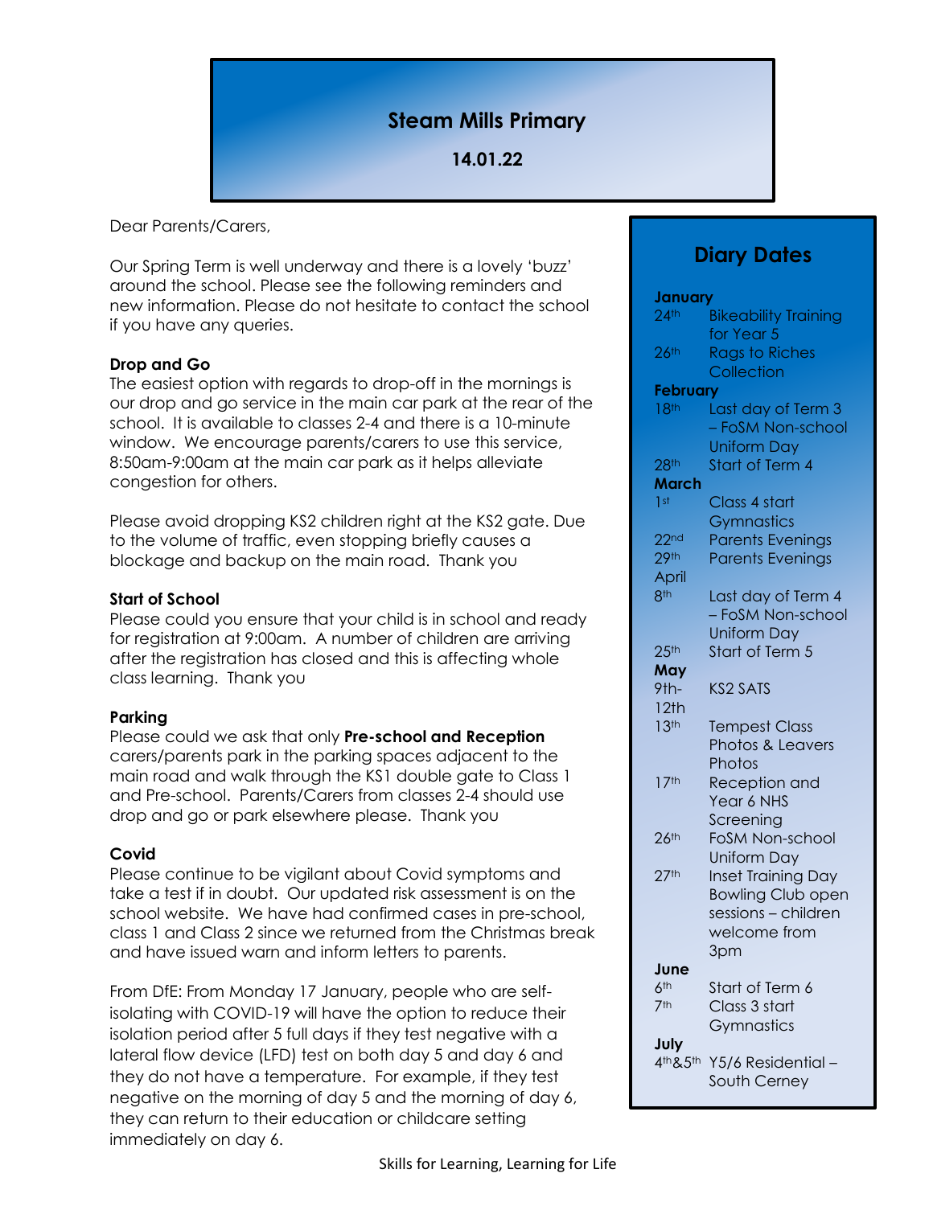# Steam Mills Primary

**14.01.22**

Dear Parents/Carers,

Our Spring Term is well underway and there is a lovely 'buzz' around the school. Please see the following reminders and new information. Please do not hesitate to contact the school if you have any queries.

**Drop and Go**

The easiest option with regards to drop-off in the mornings is our drop and go service in the main car park at the rear of the school. It is available to classes 2-4 and there is a 10-minute window. We encourage parents/carers to use this service, 8:50am-9:00am at the main car park as it helps alleviate congestion for others.

Please avoid dropping KS2 children right at the KS2 gate. Due to the volume of traffic, even stopping briefly causes a blockage and backup on the main road. Thank you

**Start of School**

Please could you ensure that your child is in school and ready for registration at 9:00am. A number of children are arriving after the registration has closed and this is affecting whole class learning. Thank you

**Parking**

Please could we ask that only **Pre-school and Reception** carers/parents park in the parking spaces adjacent to the main road and walk through the KS1 double gate to Class 1 and Pre-school. Parents/Carers from classes 2-4 should use drop and go or park elsewhere please. Thank you

**Covid**

Please continue to be vigilant about Covid symptoms and take a test if in doubt. Our updated risk assessment is on the school website. We have had confirmed cases in pre-school, class 1 and Class 2 since we returned from the Christmas break and have issued warn and inform letters to parents.

From DfE: From Monday 17 January, people who are self-isolating with COVID-19 will have the option to reduce their isolation period after 5 full days if they test negative with a lateral flow device (LFD) test on both day 5 and day 6 and they do not have a temperature. For example, if they test negative on the morning of day 5 and the morning of day 6, they can return to their education or childcare setting immediately on day 6.

## Diary Dates

**January**
- 24th – Bikeability Training for Year 5
- 26th – Rags to Riches Collection

**February**
- 18th – Last day of Term 3 – FoSM Non-school Uniform Day
- 28th – Start of Term 4

**March**
- 1st – Class 4 start Gymnastics
- 22nd – Parents Evenings
- 29th – Parents Evenings

**April**
- 8th – Last day of Term 4 – FoSM Non-school Uniform Day
- 25th – Start of Term 5

**May**
- 9th-12th – KS2 SATS
- 13th – Tempest Class Photos & Leavers Photos
- 17th – Reception and Year 6 NHS Screening
- 26th – FoSM Non-school Uniform Day
- 27th – Inset Training Day; Bowling Club open sessions – children welcome from 3pm

**June**
- 6th – Start of Term 6
- 7th – Class 3 start Gymnastics

**July**
- 4th&5th – Y5/6 Residential – South Cerney

Skills for Learning, Learning for Life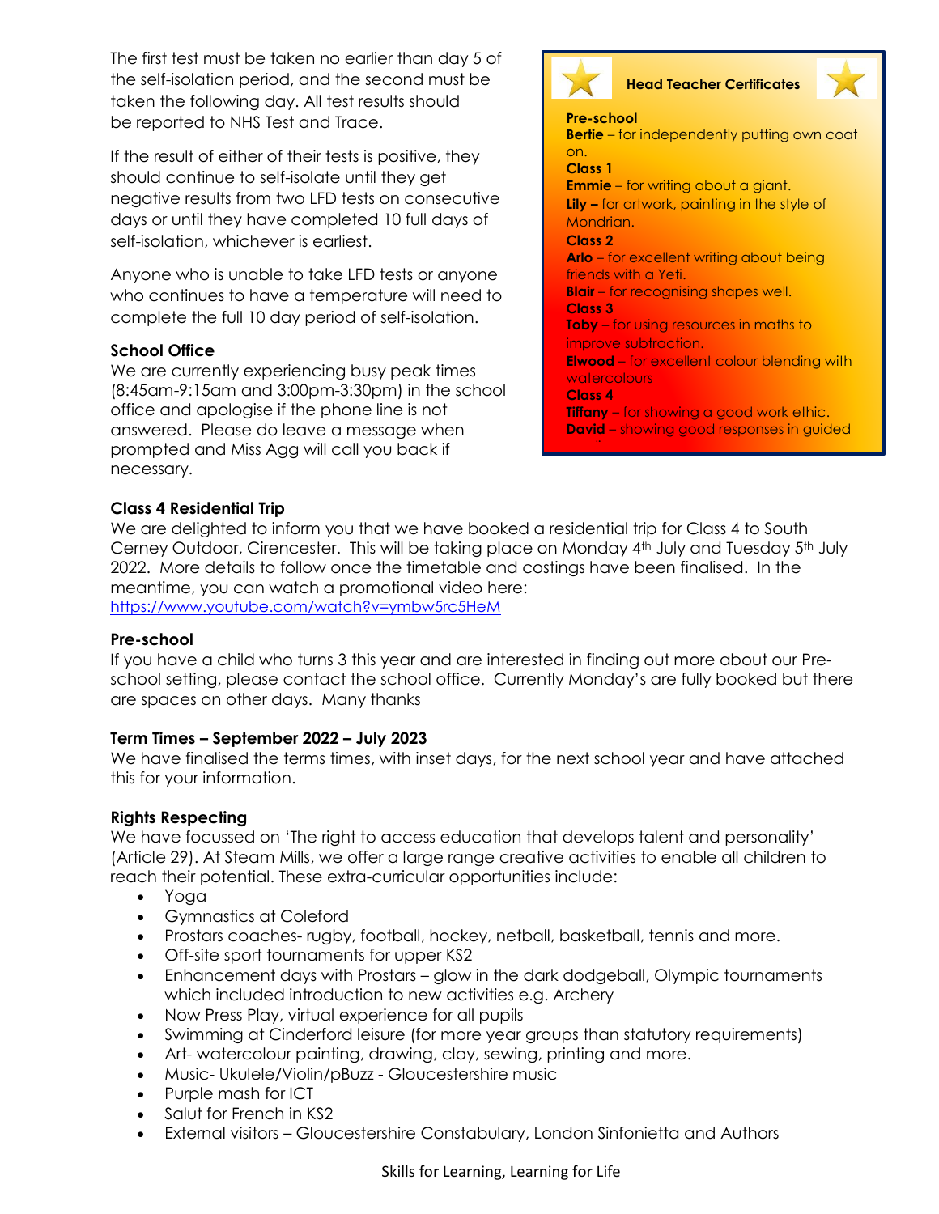The first test must be taken no earlier than day 5 of the self-isolation period, and the second must be taken the following day. All test results should be reported to NHS Test and Trace.

If the result of either of their tests is positive, they should continue to self-isolate until they get negative results from two LFD tests on consecutive days or until they have completed 10 full days of self-isolation, whichever is earliest.

Anyone who is unable to take LFD tests or anyone who continues to have a temperature will need to complete the full 10 day period of self-isolation.

**School Office**

We are currently experiencing busy peak times (8:45am-9:15am and 3:00pm-3:30pm) in the school office and apologise if the phone line is not answered. Please do leave a message when prompted and Miss Agg will call you back if necessary.

**Head Teacher Certificates**

**Pre-school**
**Bertie** – for independently putting own coat on.

**Class 1**
**Emmie** – for writing about a giant.
**Lily –** for artwork, painting in the style of Mondrian.

**Class 2**
**Arlo** – for excellent writing about being friends with a Yeti.
**Blair** – for recognising shapes well.

**Class 3**
**Toby** – for using resources in maths to improve subtraction.
**Elwood** – for excellent colour blending with watercolours

**Class 4**
**Tiffany** – for showing a good work ethic.
**David** – showing good responses in guided

**Class 4 Residential Trip**

We are delighted to inform you that we have booked a residential trip for Class 4 to South Cerney Outdoor, Cirencester. This will be taking place on Monday 4th July and Tuesday 5th July 2022. More details to follow once the timetable and costings have been finalised. In the meantime, you can watch a promotional video here:
https://www.youtube.com/watch?v=ymbw5rc5HeM

**Pre-school**

If you have a child who turns 3 this year and are interested in finding out more about our Pre-school setting, please contact the school office. Currently Monday's are fully booked but there are spaces on other days. Many thanks

**Term Times – September 2022 – July 2023**

We have finalised the terms times, with inset days, for the next school year and have attached this for your information.

**Rights Respecting**

We have focussed on 'The right to access education that develops talent and personality' (Article 29). At Steam Mills, we offer a large range creative activities to enable all children to reach their potential. These extra-curricular opportunities include:

- Yoga
- Gymnastics at Coleford
- Prostars coaches- rugby, football, hockey, netball, basketball, tennis and more.
- Off-site sport tournaments for upper KS2
- Enhancement days with Prostars – glow in the dark dodgeball, Olympic tournaments which included introduction to new activities e.g. Archery
- Now Press Play, virtual experience for all pupils
- Swimming at Cinderford leisure (for more year groups than statutory requirements)
- Art- watercolour painting, drawing, clay, sewing, printing and more.
- Music- Ukulele/Violin/pBuzz - Gloucestershire music
- Purple mash for ICT
- Salut for French in KS2
- External visitors – Gloucestershire Constabulary, London Sinfonietta and Authors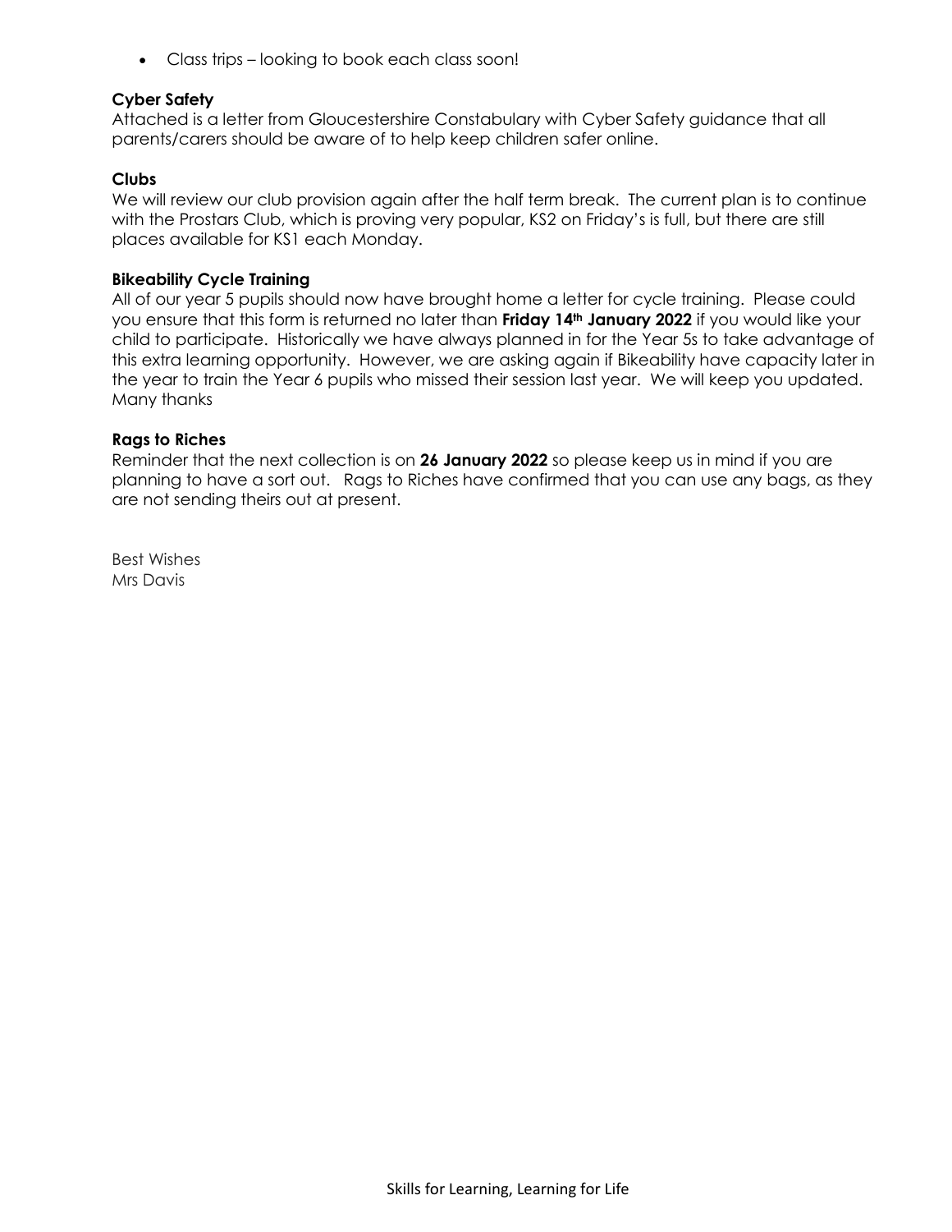- Class trips – looking to book each class soon!

**Cyber Safety**
Attached is a letter from Gloucestershire Constabulary with Cyber Safety guidance that all parents/carers should be aware of to help keep children safer online.

**Clubs**
We will review our club provision again after the half term break. The current plan is to continue with the Prostars Club, which is proving very popular, KS2 on Friday's is full, but there are still places available for KS1 each Monday.

**Bikeability Cycle Training**
All of our year 5 pupils should now have brought home a letter for cycle training. Please could you ensure that this form is returned no later than **Friday 14th January 2022** if you would like your child to participate. Historically we have always planned in for the Year 5s to take advantage of this extra learning opportunity. However, we are asking again if Bikeability have capacity later in the year to train the Year 6 pupils who missed their session last year. We will keep you updated. Many thanks

**Rags to Riches**
Reminder that the next collection is on **26 January 2022** so please keep us in mind if you are planning to have a sort out. Rags to Riches have confirmed that you can use any bags, as they are not sending theirs out at present.

Best Wishes
Mrs Davis